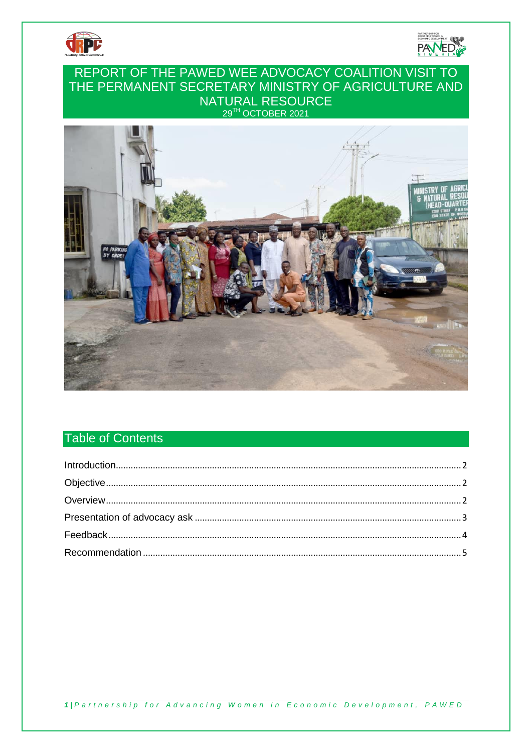# REPORT OF THE PAWED WEE ADVOCACY COALITION VISIT TO THE PERMANENT SECRETARY MINISTRY OF AGRICULTURE AND NATURAL RESOURCE

29TH OCTOBER 2021

## Table of Contents

Introduction........................................................................................................................2

Objective............................................................................................................................2

Overview............................................................................................................................2

Presentation of advocacy ask ..........................................................................................3

Feedback............................................................................................................................4

Recommendation ..............................................................................................................5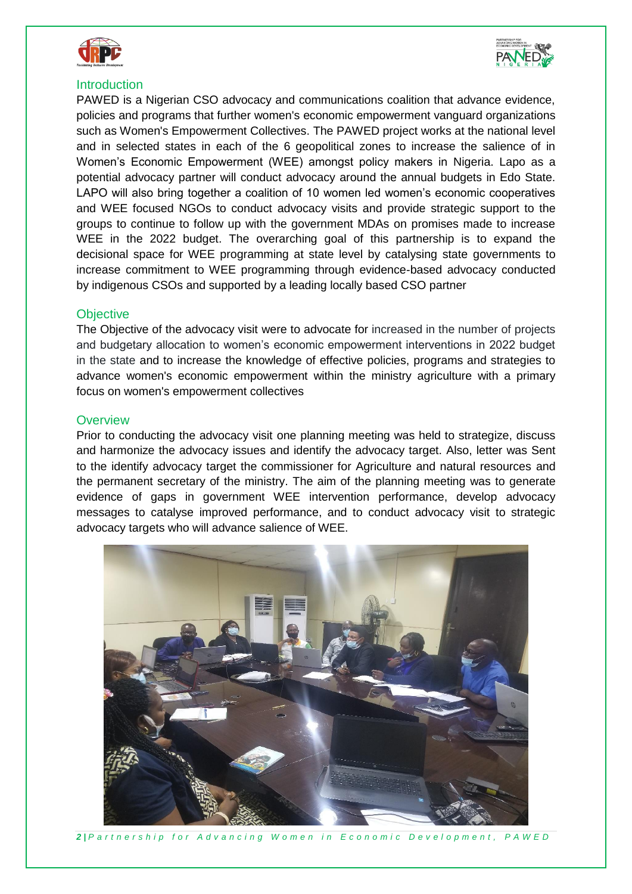## Introduction

PAWED is a Nigerian CSO advocacy and communications coalition that advance evidence, policies and programs that further women's economic empowerment vanguard organizations such as Women's Empowerment Collectives. The PAWED project works at the national level and in selected states in each of the 6 geopolitical zones to increase the salience of in Women's Economic Empowerment (WEE) amongst policy makers in Nigeria. Lapo as a potential advocacy partner will conduct advocacy around the annual budgets in Edo State. LAPO will also bring together a coalition of 10 women led women's economic cooperatives and WEE focused NGOs to conduct advocacy visits and provide strategic support to the groups to continue to follow up with the government MDAs on promises made to increase WEE in the 2022 budget. The overarching goal of this partnership is to expand the decisional space for WEE programming at state level by catalysing state governments to increase commitment to WEE programming through evidence-based advocacy conducted by indigenous CSOs and supported by a leading locally based CSO partner

## Objective

The Objective of the advocacy visit were to advocate for increased in the number of projects and budgetary allocation to women's economic empowerment interventions in 2022 budget in the state and to increase the knowledge of effective policies, programs and strategies to advance women's economic empowerment within the ministry agriculture with a primary focus on women's empowerment collectives

## Overview

Prior to conducting the advocacy visit one planning meeting was held to strategize, discuss and harmonize the advocacy issues and identify the advocacy target. Also, letter was Sent to the identify advocacy target the commissioner for Agriculture and natural resources and the permanent secretary of the ministry. The aim of the planning meeting was to generate evidence of gaps in government WEE intervention performance, develop advocacy messages to catalyse improved performance, and to conduct advocacy visit to strategic advocacy targets who will advance salience of WEE.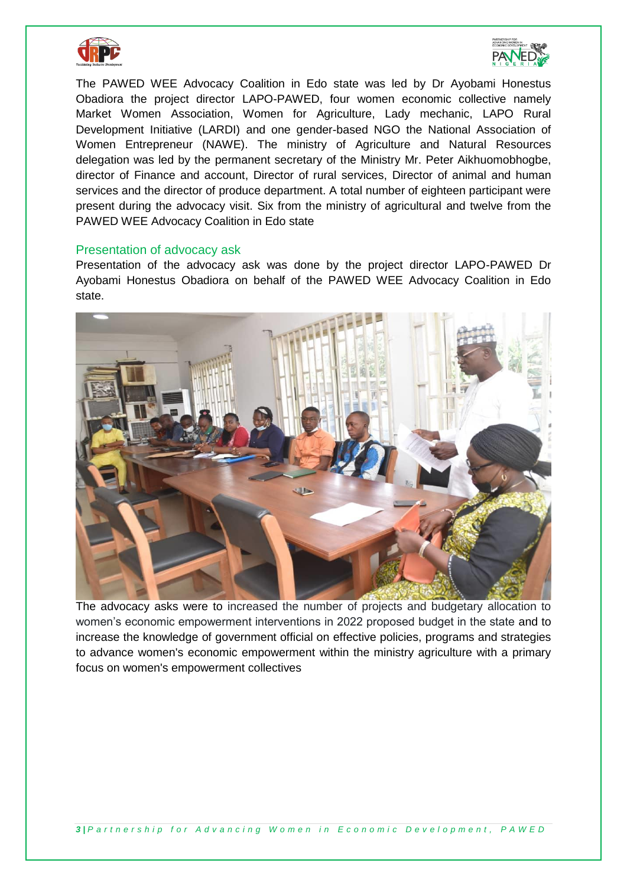The PAWED WEE Advocacy Coalition in Edo state was led by Dr Ayobami Honestus Obadiora the project director LAPO-PAWED, four women economic collective namely Market Women Association, Women for Agriculture, Lady mechanic, LAPO Rural Development Initiative (LARDI) and one gender-based NGO the National Association of Women Entrepreneur (NAWE). The ministry of Agriculture and Natural Resources delegation was led by the permanent secretary of the Ministry Mr. Peter Aikhuomobhogbe, director of Finance and account, Director of rural services, Director of animal and human services and the director of produce department. A total number of eighteen participant were present during the advocacy visit. Six from the ministry of agricultural and twelve from the PAWED WEE Advocacy Coalition in Edo state

## Presentation of advocacy ask

Presentation of the advocacy ask was done by the project director LAPO-PAWED Dr Ayobami Honestus Obadiora on behalf of the PAWED WEE Advocacy Coalition in Edo state.

The advocacy asks were to increased the number of projects and budgetary allocation to women's economic empowerment interventions in 2022 proposed budget in the state and to increase the knowledge of government official on effective policies, programs and strategies to advance women's economic empowerment within the ministry agriculture with a primary focus on women's empowerment collectives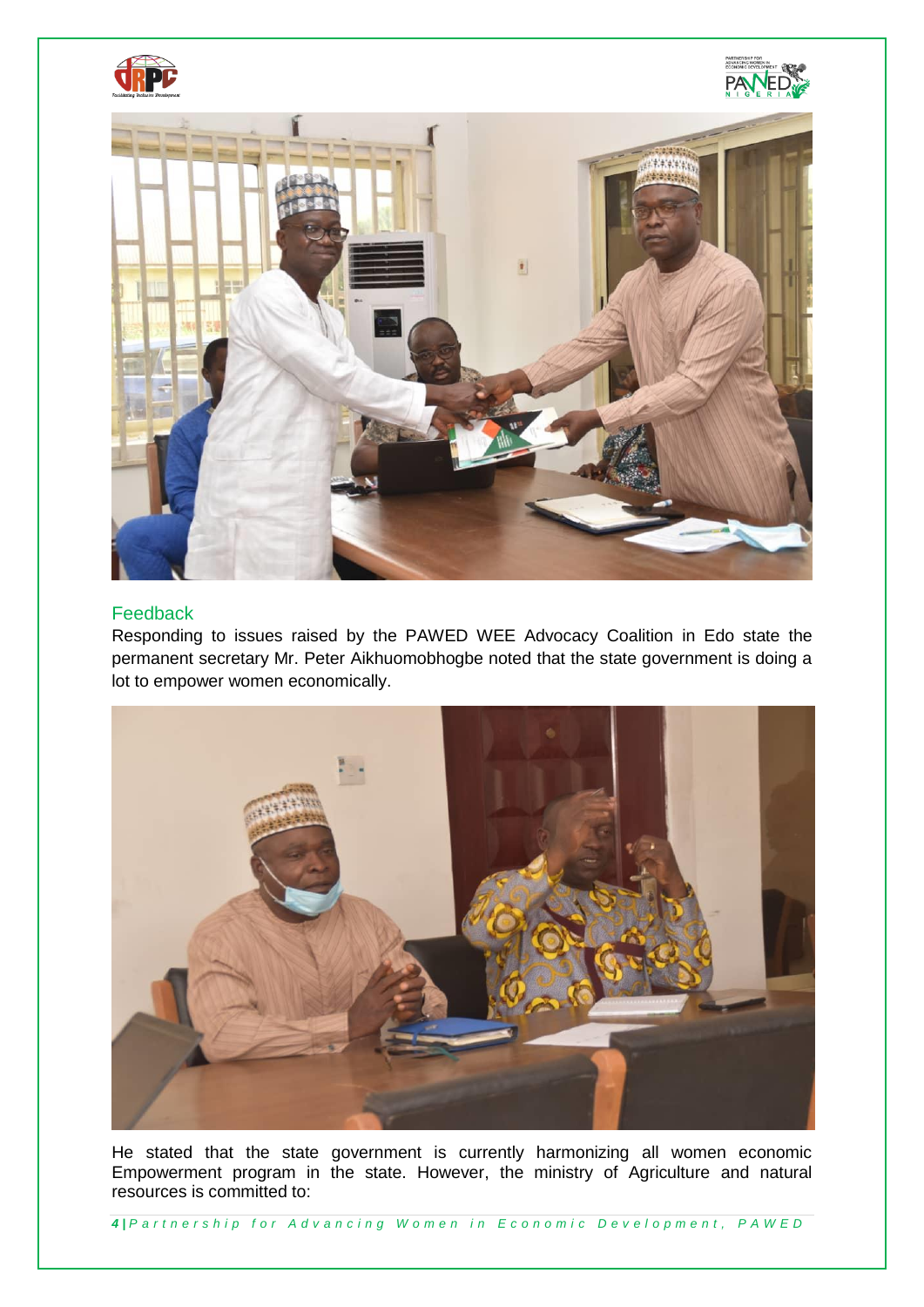## Feedback

Responding to issues raised by the PAWED WEE Advocacy Coalition in Edo state the permanent secretary Mr. Peter Aikhuomobhogbe noted that the state government is doing a lot to empower women economically.

He stated that the state government is currently harmonizing all women economic Empowerment program in the state. However, the ministry of Agriculture and natural resources is committed to: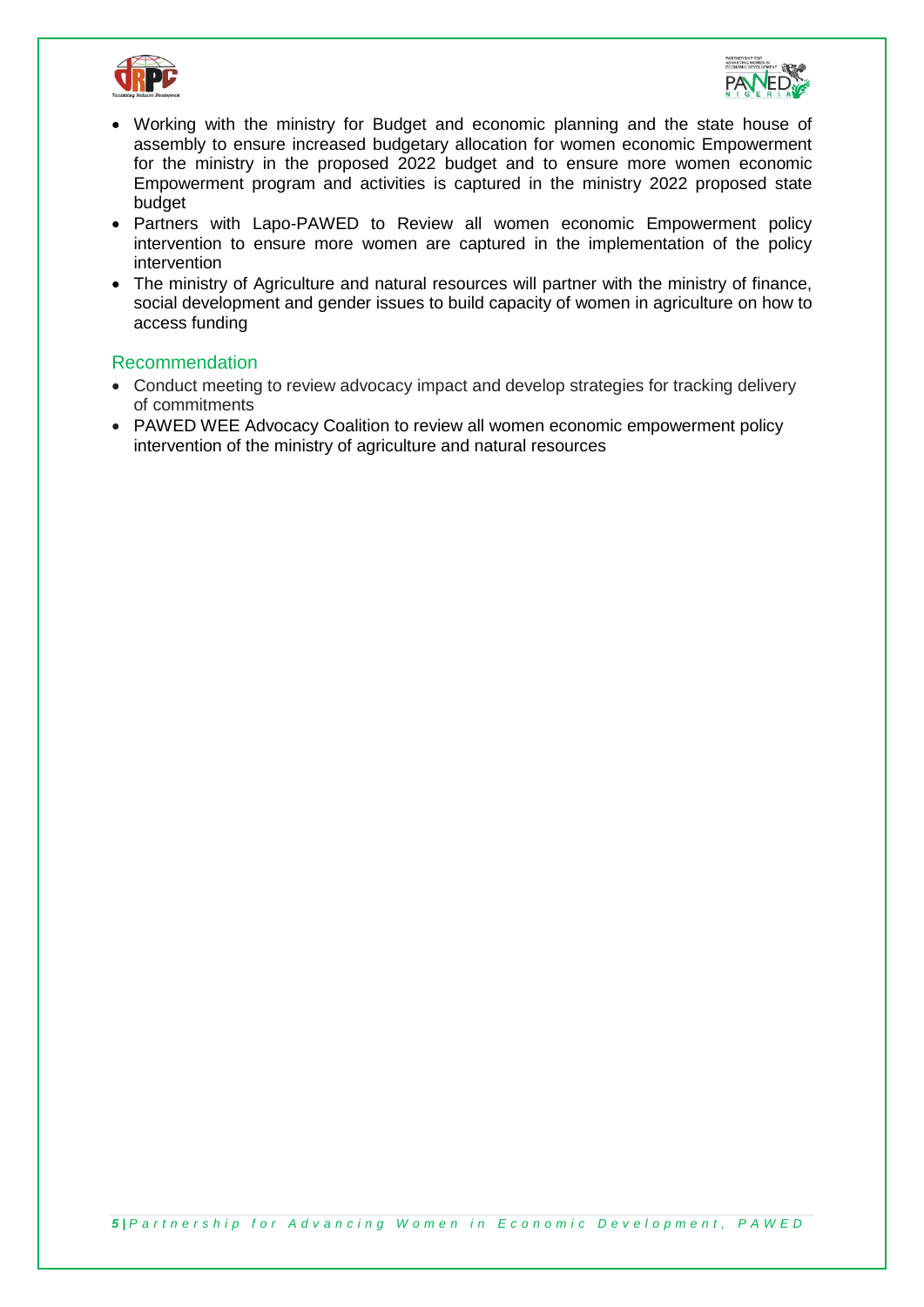- Working with the ministry for Budget and economic planning and the state house of assembly to ensure increased budgetary allocation for women economic Empowerment for the ministry in the proposed 2022 budget and to ensure more women economic Empowerment program and activities is captured in the ministry 2022 proposed state budget
- Partners with Lapo-PAWED to Review all women economic Empowerment policy intervention to ensure more women are captured in the implementation of the policy intervention
- The ministry of Agriculture and natural resources will partner with the ministry of finance, social development and gender issues to build capacity of women in agriculture on how to access funding

## Recommendation

- Conduct meeting to review advocacy impact and develop strategies for tracking delivery of commitments
- PAWED WEE Advocacy Coalition to review all women economic empowerment policy intervention of the ministry of agriculture and natural resources